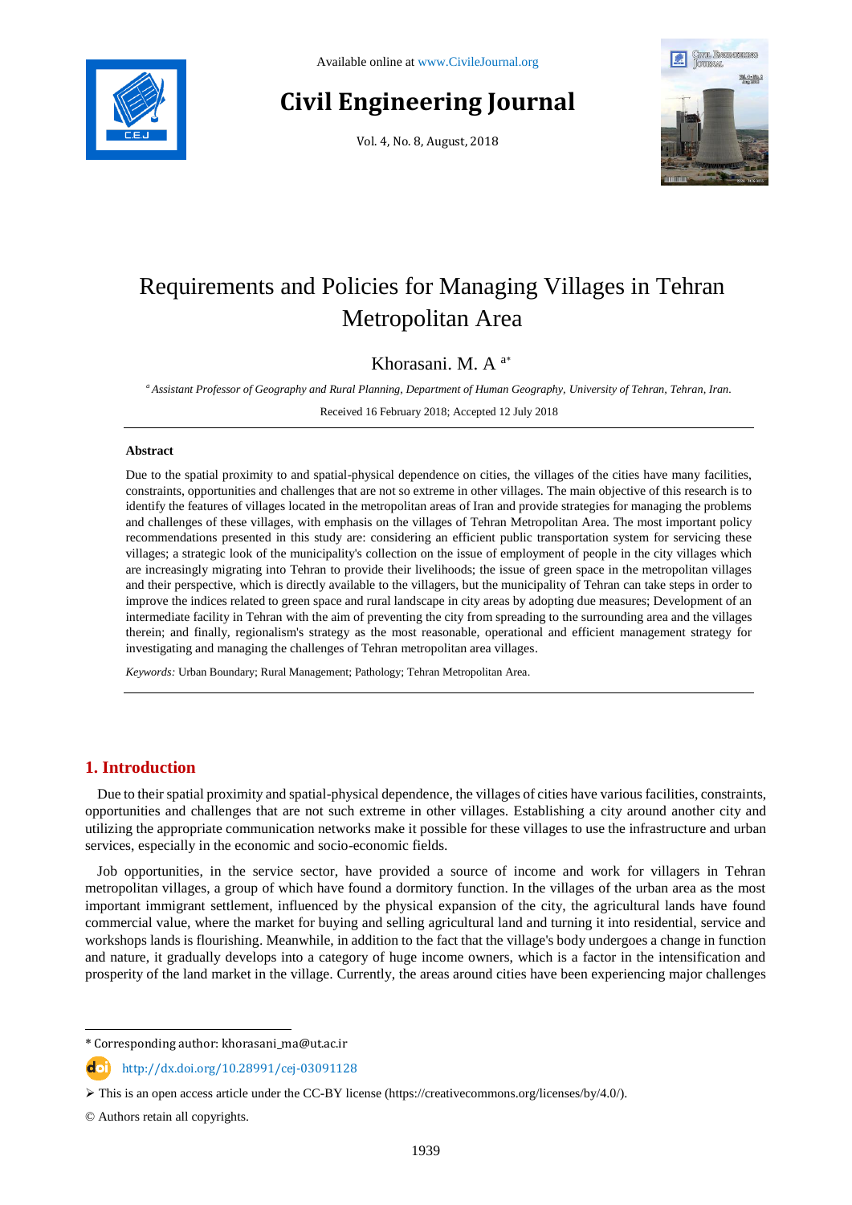# Requirements and Policies for Managing Villages in Tehran Metropolitan Area

Khorasani. M. A [a*]

[a] *Assistant Professor of Geography and Rural Planning, Department of Human Geography, University of Tehran, Tehran, Iran.*

Received 16 February 2018; Accepted 12 July 2018

## Abstract

Due to the spatial proximity to and spatial-physical dependence on cities, the villages of the cities have many facilities, constraints, opportunities and challenges that are not so extreme in other villages. The main objective of this research is to identify the features of villages located in the metropolitan areas of Iran and provide strategies for managing the problems and challenges of these villages, with emphasis on the villages of Tehran Metropolitan Area. The most important policy recommendations presented in this study are: considering an efficient public transportation system for servicing these villages; a strategic look of the municipality's collection on the issue of employment of people in the city villages which are increasingly migrating into Tehran to provide their livelihoods; the issue of green space in the metropolitan villages and their perspective, which is directly available to the villagers, but the municipality of Tehran can take steps in order to improve the indices related to green space and rural landscape in city areas by adopting due measures; Development of an intermediate facility in Tehran with the aim of preventing the city from spreading to the surrounding area and the villages therein; and finally, regionalism's strategy as the most reasonable, operational and efficient management strategy for investigating and managing the challenges of Tehran metropolitan area villages.

*Keywords:* Urban Boundary; Rural Management; Pathology; Tehran Metropolitan Area.

## 1. Introduction

Due to their spatial proximity and spatial-physical dependence, the villages of cities have various facilities, constraints, opportunities and challenges that are not such extreme in other villages. Establishing a city around another city and utilizing the appropriate communication networks make it possible for these villages to use the infrastructure and urban services, especially in the economic and socio-economic fields.

Job opportunities, in the service sector, have provided a source of income and work for villagers in Tehran metropolitan villages, a group of which have found a dormitory function. In the villages of the urban area as the most important immigrant settlement, influenced by the physical expansion of the city, the agricultural lands have found commercial value, where the market for buying and selling agricultural land and turning it into residential, service and workshops lands is flourishing. Meanwhile, in addition to the fact that the village's body undergoes a change in function and nature, it gradually develops into a category of huge income owners, which is a factor in the intensification and prosperity of the land market in the village. Currently, the areas around cities have been experiencing major challenges

---

\* Corresponding author: khorasani_ma@ut.ac.ir

http://dx.doi.org/10.28991/cej-03091128

➢ This is an open access article under the CC-BY license (https://creativecommons.org/licenses/by/4.0/).

© Authors retain all copyrights.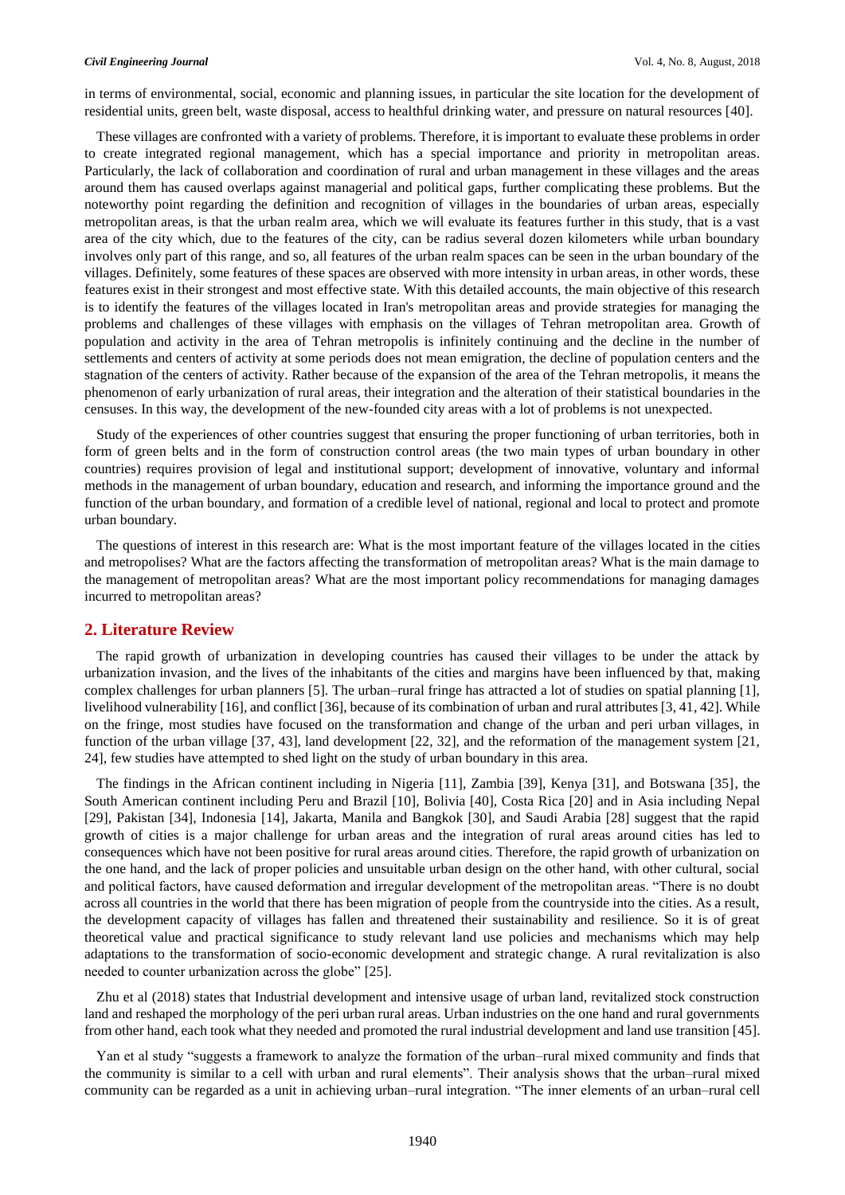in terms of environmental, social, economic and planning issues, in particular the site location for the development of residential units, green belt, waste disposal, access to healthful drinking water, and pressure on natural resources [40].

These villages are confronted with a variety of problems. Therefore, it is important to evaluate these problems in order to create integrated regional management, which has a special importance and priority in metropolitan areas. Particularly, the lack of collaboration and coordination of rural and urban management in these villages and the areas around them has caused overlaps against managerial and political gaps, further complicating these problems. But the noteworthy point regarding the definition and recognition of villages in the boundaries of urban areas, especially metropolitan areas, is that the urban realm area, which we will evaluate its features further in this study, that is a vast area of the city which, due to the features of the city, can be radius several dozen kilometers while urban boundary involves only part of this range, and so, all features of the urban realm spaces can be seen in the urban boundary of the villages. Definitely, some features of these spaces are observed with more intensity in urban areas, in other words, these features exist in their strongest and most effective state. With this detailed accounts, the main objective of this research is to identify the features of the villages located in Iran's metropolitan areas and provide strategies for managing the problems and challenges of these villages with emphasis on the villages of Tehran metropolitan area. Growth of population and activity in the area of Tehran metropolis is infinitely continuing and the decline in the number of settlements and centers of activity at some periods does not mean emigration, the decline of population centers and the stagnation of the centers of activity. Rather because of the expansion of the area of the Tehran metropolis, it means the phenomenon of early urbanization of rural areas, their integration and the alteration of their statistical boundaries in the censuses. In this way, the development of the new-founded city areas with a lot of problems is not unexpected.

Study of the experiences of other countries suggest that ensuring the proper functioning of urban territories, both in form of green belts and in the form of construction control areas (the two main types of urban boundary in other countries) requires provision of legal and institutional support; development of innovative, voluntary and informal methods in the management of urban boundary, education and research, and informing the importance ground and the function of the urban boundary, and formation of a credible level of national, regional and local to protect and promote urban boundary.

The questions of interest in this research are: What is the most important feature of the villages located in the cities and metropolises? What are the factors affecting the transformation of metropolitan areas? What is the main damage to the management of metropolitan areas? What are the most important policy recommendations for managing damages incurred to metropolitan areas?

## 2. Literature Review

The rapid growth of urbanization in developing countries has caused their villages to be under the attack by urbanization invasion, and the lives of the inhabitants of the cities and margins have been influenced by that, making complex challenges for urban planners [5]. The urban–rural fringe has attracted a lot of studies on spatial planning [1], livelihood vulnerability [16], and conflict [36], because of its combination of urban and rural attributes [3, 41, 42]. While on the fringe, most studies have focused on the transformation and change of the urban and peri urban villages, in function of the urban village [37, 43], land development [22, 32], and the reformation of the management system [21, 24], few studies have attempted to shed light on the study of urban boundary in this area.

The findings in the African continent including in Nigeria [11], Zambia [39], Kenya [31], and Botswana [35], the South American continent including Peru and Brazil [10], Bolivia [40], Costa Rica [20] and in Asia including Nepal [29], Pakistan [34], Indonesia [14], Jakarta, Manila and Bangkok [30], and Saudi Arabia [28] suggest that the rapid growth of cities is a major challenge for urban areas and the integration of rural areas around cities has led to consequences which have not been positive for rural areas around cities. Therefore, the rapid growth of urbanization on the one hand, and the lack of proper policies and unsuitable urban design on the other hand, with other cultural, social and political factors, have caused deformation and irregular development of the metropolitan areas. "There is no doubt across all countries in the world that there has been migration of people from the countryside into the cities. As a result, the development capacity of villages has fallen and threatened their sustainability and resilience. So it is of great theoretical value and practical significance to study relevant land use policies and mechanisms which may help adaptations to the transformation of socio-economic development and strategic change. A rural revitalization is also needed to counter urbanization across the globe" [25].

Zhu et al (2018) states that Industrial development and intensive usage of urban land, revitalized stock construction land and reshaped the morphology of the peri urban rural areas. Urban industries on the one hand and rural governments from other hand, each took what they needed and promoted the rural industrial development and land use transition [45].

Yan et al study "suggests a framework to analyze the formation of the urban–rural mixed community and finds that the community is similar to a cell with urban and rural elements". Their analysis shows that the urban–rural mixed community can be regarded as a unit in achieving urban–rural integration. "The inner elements of an urban–rural cell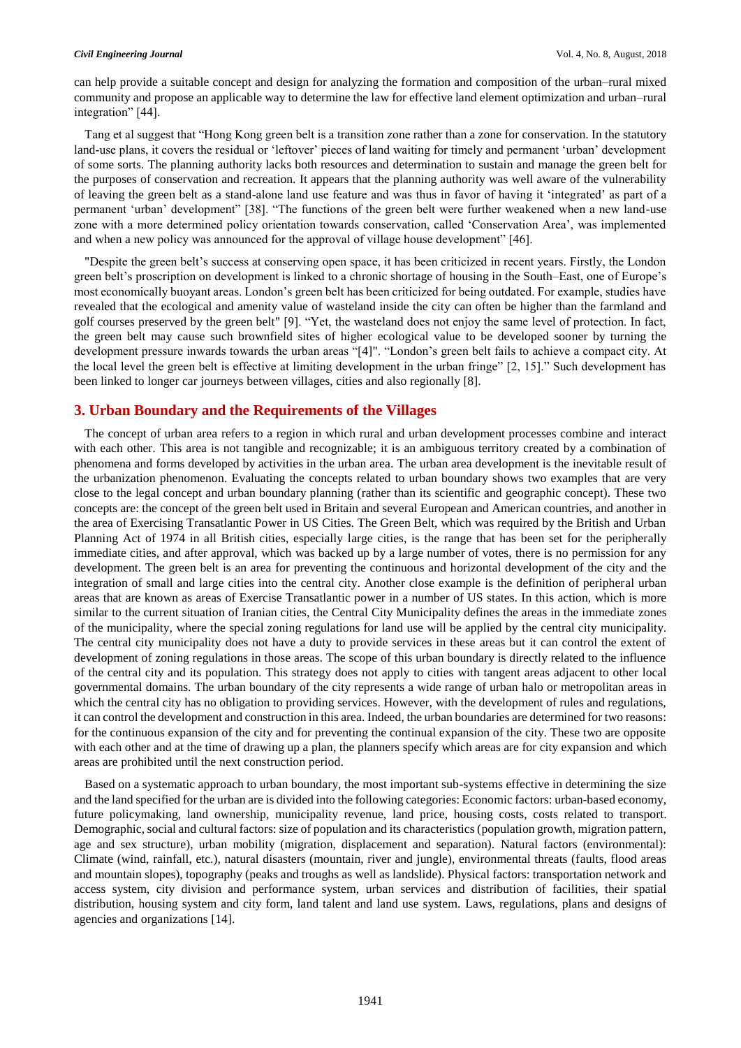can help provide a suitable concept and design for analyzing the formation and composition of the urban–rural mixed community and propose an applicable way to determine the law for effective land element optimization and urban–rural integration" [44].

Tang et al suggest that "Hong Kong green belt is a transition zone rather than a zone for conservation. In the statutory land-use plans, it covers the residual or 'leftover' pieces of land waiting for timely and permanent 'urban' development of some sorts. The planning authority lacks both resources and determination to sustain and manage the green belt for the purposes of conservation and recreation. It appears that the planning authority was well aware of the vulnerability of leaving the green belt as a stand-alone land use feature and was thus in favor of having it 'integrated' as part of a permanent 'urban' development" [38]. "The functions of the green belt were further weakened when a new land-use zone with a more determined policy orientation towards conservation, called 'Conservation Area', was implemented and when a new policy was announced for the approval of village house development" [46].

"Despite the green belt's success at conserving open space, it has been criticized in recent years. Firstly, the London green belt's proscription on development is linked to a chronic shortage of housing in the South–East, one of Europe's most economically buoyant areas. London's green belt has been criticized for being outdated. For example, studies have revealed that the ecological and amenity value of wasteland inside the city can often be higher than the farmland and golf courses preserved by the green belt" [9]. "Yet, the wasteland does not enjoy the same level of protection. In fact, the green belt may cause such brownfield sites of higher ecological value to be developed sooner by turning the development pressure inwards towards the urban areas "[4]". "London's green belt fails to achieve a compact city. At the local level the green belt is effective at limiting development in the urban fringe" [2, 15]." Such development has been linked to longer car journeys between villages, cities and also regionally [8].

## 3. Urban Boundary and the Requirements of the Villages

The concept of urban area refers to a region in which rural and urban development processes combine and interact with each other. This area is not tangible and recognizable; it is an ambiguous territory created by a combination of phenomena and forms developed by activities in the urban area. The urban area development is the inevitable result of the urbanization phenomenon. Evaluating the concepts related to urban boundary shows two examples that are very close to the legal concept and urban boundary planning (rather than its scientific and geographic concept). These two concepts are: the concept of the green belt used in Britain and several European and American countries, and another in the area of Exercising Transatlantic Power in US Cities. The Green Belt, which was required by the British and Urban Planning Act of 1974 in all British cities, especially large cities, is the range that has been set for the peripherally immediate cities, and after approval, which was backed up by a large number of votes, there is no permission for any development. The green belt is an area for preventing the continuous and horizontal development of the city and the integration of small and large cities into the central city. Another close example is the definition of peripheral urban areas that are known as areas of Exercise Transatlantic power in a number of US states. In this action, which is more similar to the current situation of Iranian cities, the Central City Municipality defines the areas in the immediate zones of the municipality, where the special zoning regulations for land use will be applied by the central city municipality. The central city municipality does not have a duty to provide services in these areas but it can control the extent of development of zoning regulations in those areas. The scope of this urban boundary is directly related to the influence of the central city and its population. This strategy does not apply to cities with tangent areas adjacent to other local governmental domains. The urban boundary of the city represents a wide range of urban halo or metropolitan areas in which the central city has no obligation to providing services. However, with the development of rules and regulations, it can control the development and construction in this area. Indeed, the urban boundaries are determined for two reasons: for the continuous expansion of the city and for preventing the continual expansion of the city. These two are opposite with each other and at the time of drawing up a plan, the planners specify which areas are for city expansion and which areas are prohibited until the next construction period.

Based on a systematic approach to urban boundary, the most important sub-systems effective in determining the size and the land specified for the urban are is divided into the following categories: Economic factors: urban-based economy, future policymaking, land ownership, municipality revenue, land price, housing costs, costs related to transport. Demographic, social and cultural factors: size of population and its characteristics (population growth, migration pattern, age and sex structure), urban mobility (migration, displacement and separation). Natural factors (environmental): Climate (wind, rainfall, etc.), natural disasters (mountain, river and jungle), environmental threats (faults, flood areas and mountain slopes), topography (peaks and troughs as well as landslide). Physical factors: transportation network and access system, city division and performance system, urban services and distribution of facilities, their spatial distribution, housing system and city form, land talent and land use system. Laws, regulations, plans and designs of agencies and organizations [14].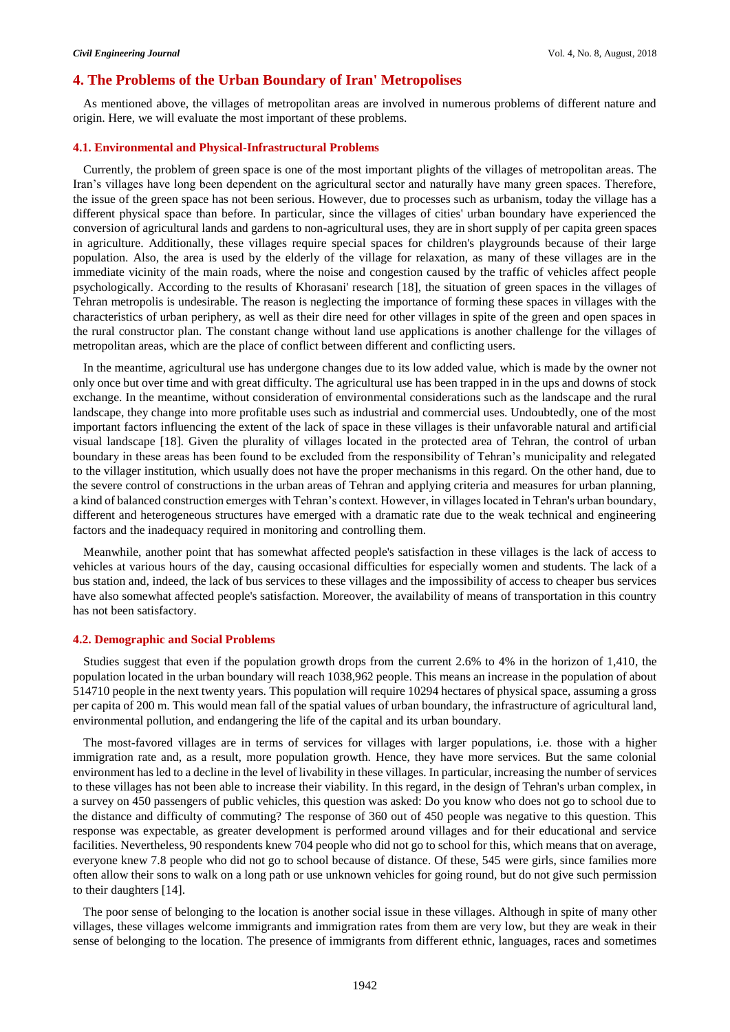## 4. The Problems of the Urban Boundary of Iran' Metropolises

As mentioned above, the villages of metropolitan areas are involved in numerous problems of different nature and origin. Here, we will evaluate the most important of these problems.

### 4.1. Environmental and Physical-Infrastructural Problems

Currently, the problem of green space is one of the most important plights of the villages of metropolitan areas. The Iran's villages have long been dependent on the agricultural sector and naturally have many green spaces. Therefore, the issue of the green space has not been serious. However, due to processes such as urbanism, today the village has a different physical space than before. In particular, since the villages of cities' urban boundary have experienced the conversion of agricultural lands and gardens to non-agricultural uses, they are in short supply of per capita green spaces in agriculture. Additionally, these villages require special spaces for children's playgrounds because of their large population. Also, the area is used by the elderly of the village for relaxation, as many of these villages are in the immediate vicinity of the main roads, where the noise and congestion caused by the traffic of vehicles affect people psychologically. According to the results of Khorasani' research [18], the situation of green spaces in the villages of Tehran metropolis is undesirable. The reason is neglecting the importance of forming these spaces in villages with the characteristics of urban periphery, as well as their dire need for other villages in spite of the green and open spaces in the rural constructor plan. The constant change without land use applications is another challenge for the villages of metropolitan areas, which are the place of conflict between different and conflicting users.

In the meantime, agricultural use has undergone changes due to its low added value, which is made by the owner not only once but over time and with great difficulty. The agricultural use has been trapped in in the ups and downs of stock exchange. In the meantime, without consideration of environmental considerations such as the landscape and the rural landscape, they change into more profitable uses such as industrial and commercial uses. Undoubtedly, one of the most important factors influencing the extent of the lack of space in these villages is their unfavorable natural and artificial visual landscape [18]. Given the plurality of villages located in the protected area of Tehran, the control of urban boundary in these areas has been found to be excluded from the responsibility of Tehran's municipality and relegated to the villager institution, which usually does not have the proper mechanisms in this regard. On the other hand, due to the severe control of constructions in the urban areas of Tehran and applying criteria and measures for urban planning, a kind of balanced construction emerges with Tehran's context. However, in villages located in Tehran's urban boundary, different and heterogeneous structures have emerged with a dramatic rate due to the weak technical and engineering factors and the inadequacy required in monitoring and controlling them.

Meanwhile, another point that has somewhat affected people's satisfaction in these villages is the lack of access to vehicles at various hours of the day, causing occasional difficulties for especially women and students. The lack of a bus station and, indeed, the lack of bus services to these villages and the impossibility of access to cheaper bus services have also somewhat affected people's satisfaction. Moreover, the availability of means of transportation in this country has not been satisfactory.

### 4.2. Demographic and Social Problems

Studies suggest that even if the population growth drops from the current 2.6% to 4% in the horizon of 1,410, the population located in the urban boundary will reach 1038,962 people. This means an increase in the population of about 514710 people in the next twenty years. This population will require 10294 hectares of physical space, assuming a gross per capita of 200 m. This would mean fall of the spatial values of urban boundary, the infrastructure of agricultural land, environmental pollution, and endangering the life of the capital and its urban boundary.

The most-favored villages are in terms of services for villages with larger populations, i.e. those with a higher immigration rate and, as a result, more population growth. Hence, they have more services. But the same colonial environment has led to a decline in the level of livability in these villages. In particular, increasing the number of services to these villages has not been able to increase their viability. In this regard, in the design of Tehran's urban complex, in a survey on 450 passengers of public vehicles, this question was asked: Do you know who does not go to school due to the distance and difficulty of commuting? The response of 360 out of 450 people was negative to this question. This response was expectable, as greater development is performed around villages and for their educational and service facilities. Nevertheless, 90 respondents knew 704 people who did not go to school for this, which means that on average, everyone knew 7.8 people who did not go to school because of distance. Of these, 545 were girls, since families more often allow their sons to walk on a long path or use unknown vehicles for going round, but do not give such permission to their daughters [14].

The poor sense of belonging to the location is another social issue in these villages. Although in spite of many other villages, these villages welcome immigrants and immigration rates from them are very low, but they are weak in their sense of belonging to the location. The presence of immigrants from different ethnic, languages, races and sometimes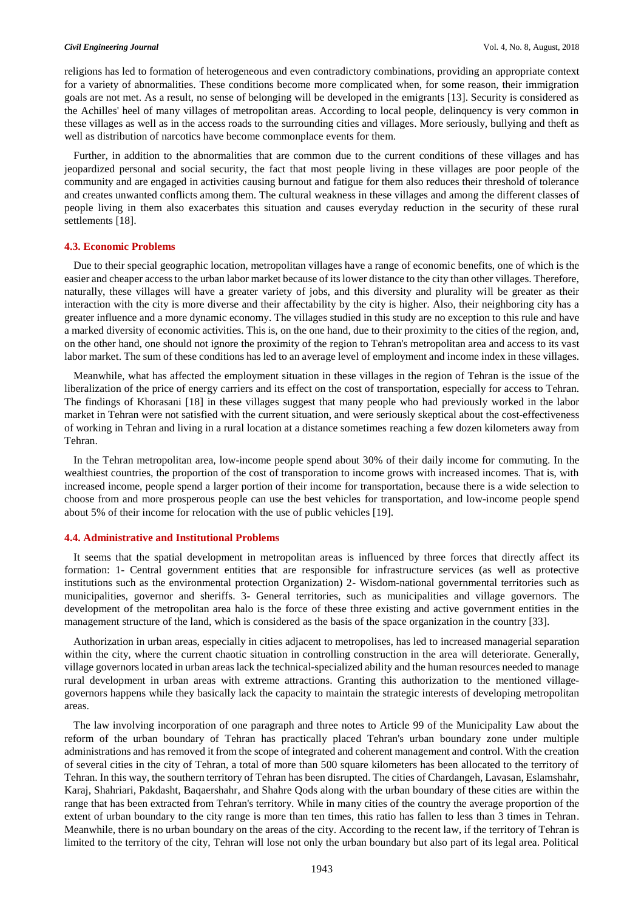religions has led to formation of heterogeneous and even contradictory combinations, providing an appropriate context for a variety of abnormalities. These conditions become more complicated when, for some reason, their immigration goals are not met. As a result, no sense of belonging will be developed in the emigrants [13]. Security is considered as the Achilles' heel of many villages of metropolitan areas. According to local people, delinquency is very common in these villages as well as in the access roads to the surrounding cities and villages. More seriously, bullying and theft as well as distribution of narcotics have become commonplace events for them.

Further, in addition to the abnormalities that are common due to the current conditions of these villages and has jeopardized personal and social security, the fact that most people living in these villages are poor people of the community and are engaged in activities causing burnout and fatigue for them also reduces their threshold of tolerance and creates unwanted conflicts among them. The cultural weakness in these villages and among the different classes of people living in them also exacerbates this situation and causes everyday reduction in the security of these rural settlements [18].

### 4.3. Economic Problems

Due to their special geographic location, metropolitan villages have a range of economic benefits, one of which is the easier and cheaper access to the urban labor market because of its lower distance to the city than other villages. Therefore, naturally, these villages will have a greater variety of jobs, and this diversity and plurality will be greater as their interaction with the city is more diverse and their affectability by the city is higher. Also, their neighboring city has a greater influence and a more dynamic economy. The villages studied in this study are no exception to this rule and have a marked diversity of economic activities. This is, on the one hand, due to their proximity to the cities of the region, and, on the other hand, one should not ignore the proximity of the region to Tehran's metropolitan area and access to its vast labor market. The sum of these conditions has led to an average level of employment and income index in these villages.

Meanwhile, what has affected the employment situation in these villages in the region of Tehran is the issue of the liberalization of the price of energy carriers and its effect on the cost of transportation, especially for access to Tehran. The findings of Khorasani [18] in these villages suggest that many people who had previously worked in the labor market in Tehran were not satisfied with the current situation, and were seriously skeptical about the cost-effectiveness of working in Tehran and living in a rural location at a distance sometimes reaching a few dozen kilometers away from Tehran.

In the Tehran metropolitan area, low-income people spend about 30% of their daily income for commuting. In the wealthiest countries, the proportion of the cost of transporation to income grows with increased incomes. That is, with increased income, people spend a larger portion of their income for transportation, because there is a wide selection to choose from and more prosperous people can use the best vehicles for transportation, and low-income people spend about 5% of their income for relocation with the use of public vehicles [19].

### 4.4. Administrative and Institutional Problems

It seems that the spatial development in metropolitan areas is influenced by three forces that directly affect its formation: 1- Central government entities that are responsible for infrastructure services (as well as protective institutions such as the environmental protection Organization) 2- Wisdom-national governmental territories such as municipalities, governor and sheriffs. 3- General territories, such as municipalities and village governors. The development of the metropolitan area halo is the force of these three existing and active government entities in the management structure of the land, which is considered as the basis of the space organization in the country [33].

Authorization in urban areas, especially in cities adjacent to metropolises, has led to increased managerial separation within the city, where the current chaotic situation in controlling construction in the area will deteriorate. Generally, village governors located in urban areas lack the technical-specialized ability and the human resources needed to manage rural development in urban areas with extreme attractions. Granting this authorization to the mentioned village-governors happens while they basically lack the capacity to maintain the strategic interests of developing metropolitan areas.

The law involving incorporation of one paragraph and three notes to Article 99 of the Municipality Law about the reform of the urban boundary of Tehran has practically placed Tehran's urban boundary zone under multiple administrations and has removed it from the scope of integrated and coherent management and control. With the creation of several cities in the city of Tehran, a total of more than 500 square kilometers has been allocated to the territory of Tehran. In this way, the southern territory of Tehran has been disrupted. The cities of Chardangeh, Lavasan, Eslamshahr, Karaj, Shahriari, Pakdasht, Baqaershahr, and Shahre Qods along with the urban boundary of these cities are within the range that has been extracted from Tehran's territory. While in many cities of the country the average proportion of the extent of urban boundary to the city range is more than ten times, this ratio has fallen to less than 3 times in Tehran. Meanwhile, there is no urban boundary on the areas of the city. According to the recent law, if the territory of Tehran is limited to the territory of the city, Tehran will lose not only the urban boundary but also part of its legal area. Political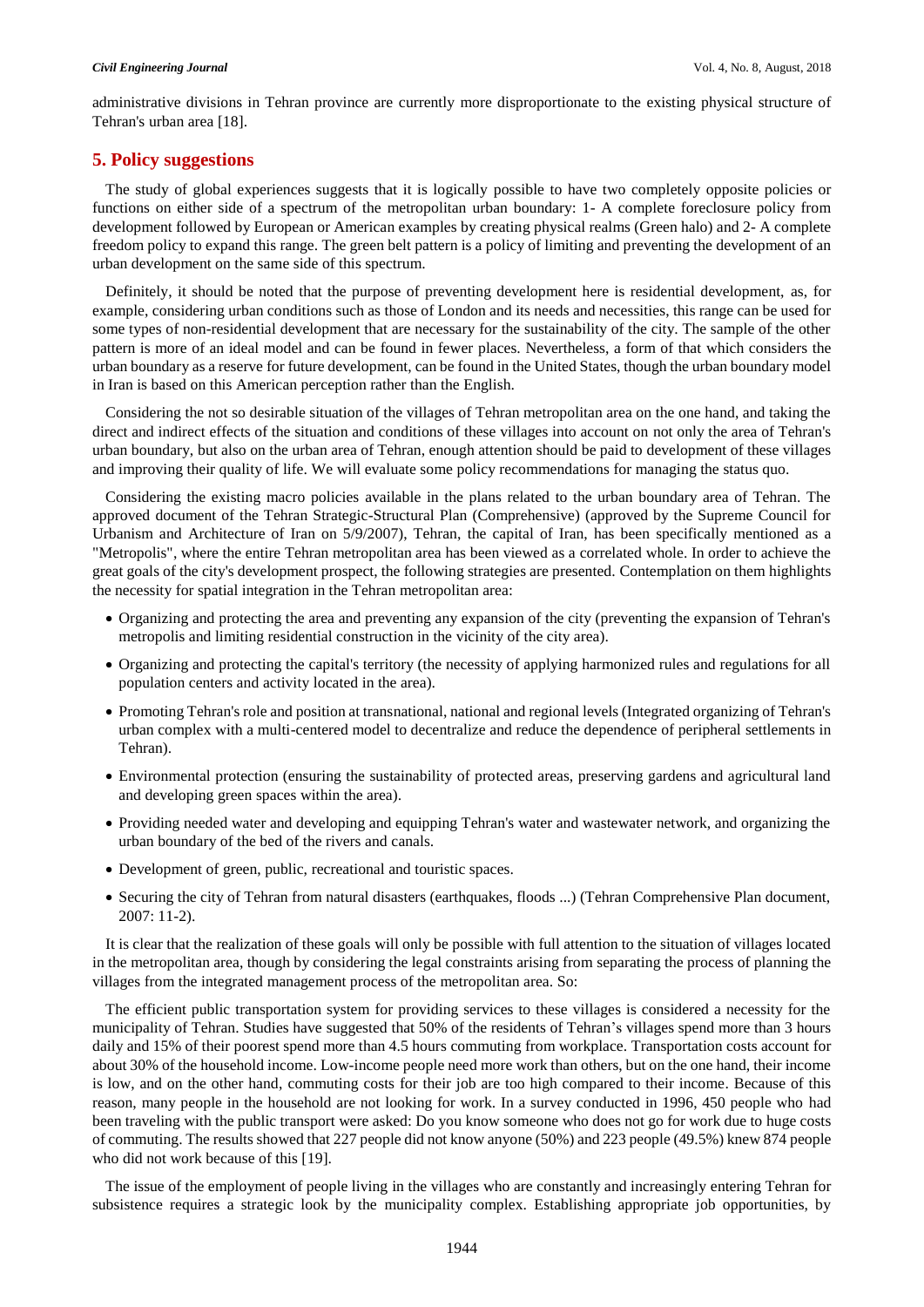administrative divisions in Tehran province are currently more disproportionate to the existing physical structure of Tehran's urban area [18].

## 5. Policy suggestions

The study of global experiences suggests that it is logically possible to have two completely opposite policies or functions on either side of a spectrum of the metropolitan urban boundary: 1- A complete foreclosure policy from development followed by European or American examples by creating physical realms (Green halo) and 2- A complete freedom policy to expand this range. The green belt pattern is a policy of limiting and preventing the development of an urban development on the same side of this spectrum.

Definitely, it should be noted that the purpose of preventing development here is residential development, as, for example, considering urban conditions such as those of London and its needs and necessities, this range can be used for some types of non-residential development that are necessary for the sustainability of the city. The sample of the other pattern is more of an ideal model and can be found in fewer places. Nevertheless, a form of that which considers the urban boundary as a reserve for future development, can be found in the United States, though the urban boundary model in Iran is based on this American perception rather than the English.

Considering the not so desirable situation of the villages of Tehran metropolitan area on the one hand, and taking the direct and indirect effects of the situation and conditions of these villages into account on not only the area of Tehran's urban boundary, but also on the urban area of Tehran, enough attention should be paid to development of these villages and improving their quality of life. We will evaluate some policy recommendations for managing the status quo.

Considering the existing macro policies available in the plans related to the urban boundary area of Tehran. The approved document of the Tehran Strategic-Structural Plan (Comprehensive) (approved by the Supreme Council for Urbanism and Architecture of Iran on 5/9/2007), Tehran, the capital of Iran, has been specifically mentioned as a "Metropolis", where the entire Tehran metropolitan area has been viewed as a correlated whole. In order to achieve the great goals of the city's development prospect, the following strategies are presented. Contemplation on them highlights the necessity for spatial integration in the Tehran metropolitan area:

- Organizing and protecting the area and preventing any expansion of the city (preventing the expansion of Tehran's metropolis and limiting residential construction in the vicinity of the city area).
- Organizing and protecting the capital's territory (the necessity of applying harmonized rules and regulations for all population centers and activity located in the area).
- Promoting Tehran's role and position at transnational, national and regional levels (Integrated organizing of Tehran's urban complex with a multi-centered model to decentralize and reduce the dependence of peripheral settlements in Tehran).
- Environmental protection (ensuring the sustainability of protected areas, preserving gardens and agricultural land and developing green spaces within the area).
- Providing needed water and developing and equipping Tehran's water and wastewater network, and organizing the urban boundary of the bed of the rivers and canals.
- Development of green, public, recreational and touristic spaces.
- Securing the city of Tehran from natural disasters (earthquakes, floods ...) (Tehran Comprehensive Plan document, 2007: 11-2).

It is clear that the realization of these goals will only be possible with full attention to the situation of villages located in the metropolitan area, though by considering the legal constraints arising from separating the process of planning the villages from the integrated management process of the metropolitan area. So:

The efficient public transportation system for providing services to these villages is considered a necessity for the municipality of Tehran. Studies have suggested that 50% of the residents of Tehran's villages spend more than 3 hours daily and 15% of their poorest spend more than 4.5 hours commuting from workplace. Transportation costs account for about 30% of the household income. Low-income people need more work than others, but on the one hand, their income is low, and on the other hand, commuting costs for their job are too high compared to their income. Because of this reason, many people in the household are not looking for work. In a survey conducted in 1996, 450 people who had been traveling with the public transport were asked: Do you know someone who does not go for work due to huge costs of commuting. The results showed that 227 people did not know anyone (50%) and 223 people (49.5%) knew 874 people who did not work because of this [19].

The issue of the employment of people living in the villages who are constantly and increasingly entering Tehran for subsistence requires a strategic look by the municipality complex. Establishing appropriate job opportunities, by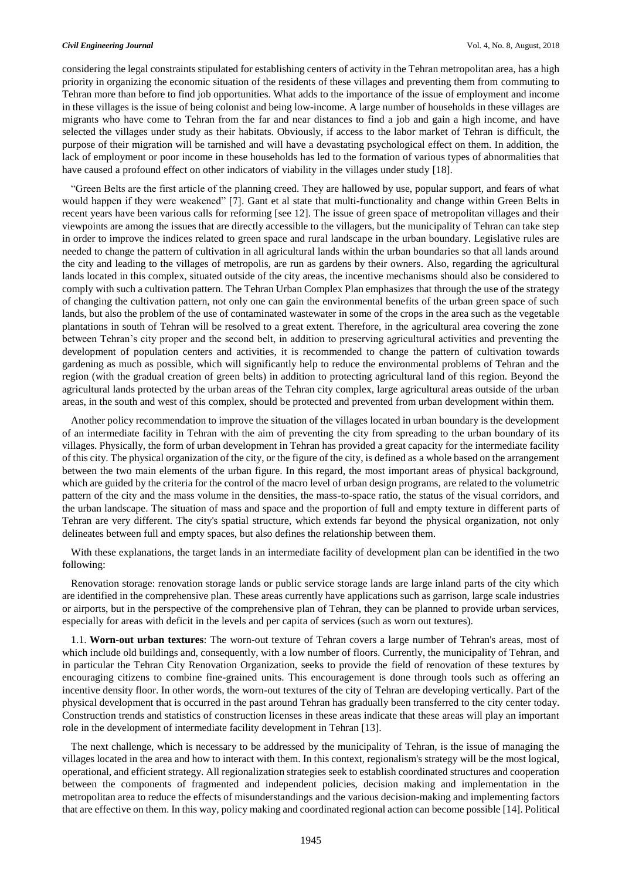considering the legal constraints stipulated for establishing centers of activity in the Tehran metropolitan area, has a high priority in organizing the economic situation of the residents of these villages and preventing them from commuting to Tehran more than before to find job opportunities. What adds to the importance of the issue of employment and income in these villages is the issue of being colonist and being low-income. A large number of households in these villages are migrants who have come to Tehran from the far and near distances to find a job and gain a high income, and have selected the villages under study as their habitats. Obviously, if access to the labor market of Tehran is difficult, the purpose of their migration will be tarnished and will have a devastating psychological effect on them. In addition, the lack of employment or poor income in these households has led to the formation of various types of abnormalities that have caused a profound effect on other indicators of viability in the villages under study [18].

"Green Belts are the first article of the planning creed. They are hallowed by use, popular support, and fears of what would happen if they were weakened" [7]. Gant et al state that multi-functionality and change within Green Belts in recent years have been various calls for reforming [see 12]. The issue of green space of metropolitan villages and their viewpoints are among the issues that are directly accessible to the villagers, but the municipality of Tehran can take step in order to improve the indices related to green space and rural landscape in the urban boundary. Legislative rules are needed to change the pattern of cultivation in all agricultural lands within the urban boundaries so that all lands around the city and leading to the villages of metropolis, are run as gardens by their owners. Also, regarding the agricultural lands located in this complex, situated outside of the city areas, the incentive mechanisms should also be considered to comply with such a cultivation pattern. The Tehran Urban Complex Plan emphasizes that through the use of the strategy of changing the cultivation pattern, not only one can gain the environmental benefits of the urban green space of such lands, but also the problem of the use of contaminated wastewater in some of the crops in the area such as the vegetable plantations in south of Tehran will be resolved to a great extent. Therefore, in the agricultural area covering the zone between Tehran's city proper and the second belt, in addition to preserving agricultural activities and preventing the development of population centers and activities, it is recommended to change the pattern of cultivation towards gardening as much as possible, which will significantly help to reduce the environmental problems of Tehran and the region (with the gradual creation of green belts) in addition to protecting agricultural land of this region. Beyond the agricultural lands protected by the urban areas of the Tehran city complex, large agricultural areas outside of the urban areas, in the south and west of this complex, should be protected and prevented from urban development within them.

Another policy recommendation to improve the situation of the villages located in urban boundary is the development of an intermediate facility in Tehran with the aim of preventing the city from spreading to the urban boundary of its villages. Physically, the form of urban development in Tehran has provided a great capacity for the intermediate facility of this city. The physical organization of the city, or the figure of the city, is defined as a whole based on the arrangement between the two main elements of the urban figure. In this regard, the most important areas of physical background, which are guided by the criteria for the control of the macro level of urban design programs, are related to the volumetric pattern of the city and the mass volume in the densities, the mass-to-space ratio, the status of the visual corridors, and the urban landscape. The situation of mass and space and the proportion of full and empty texture in different parts of Tehran are very different. The city's spatial structure, which extends far beyond the physical organization, not only delineates between full and empty spaces, but also defines the relationship between them.

With these explanations, the target lands in an intermediate facility of development plan can be identified in the two following:

Renovation storage: renovation storage lands or public service storage lands are large inland parts of the city which are identified in the comprehensive plan. These areas currently have applications such as garrison, large scale industries or airports, but in the perspective of the comprehensive plan of Tehran, they can be planned to provide urban services, especially for areas with deficit in the levels and per capita of services (such as worn out textures).

1.1. **Worn-out urban textures**: The worn-out texture of Tehran covers a large number of Tehran's areas, most of which include old buildings and, consequently, with a low number of floors. Currently, the municipality of Tehran, and in particular the Tehran City Renovation Organization, seeks to provide the field of renovation of these textures by encouraging citizens to combine fine-grained units. This encouragement is done through tools such as offering an incentive density floor. In other words, the worn-out textures of the city of Tehran are developing vertically. Part of the physical development that is occurred in the past around Tehran has gradually been transferred to the city center today. Construction trends and statistics of construction licenses in these areas indicate that these areas will play an important role in the development of intermediate facility development in Tehran [13].

The next challenge, which is necessary to be addressed by the municipality of Tehran, is the issue of managing the villages located in the area and how to interact with them. In this context, regionalism's strategy will be the most logical, operational, and efficient strategy. All regionalization strategies seek to establish coordinated structures and cooperation between the components of fragmented and independent policies, decision making and implementation in the metropolitan area to reduce the effects of misunderstandings and the various decision-making and implementing factors that are effective on them. In this way, policy making and coordinated regional action can become possible [14]. Political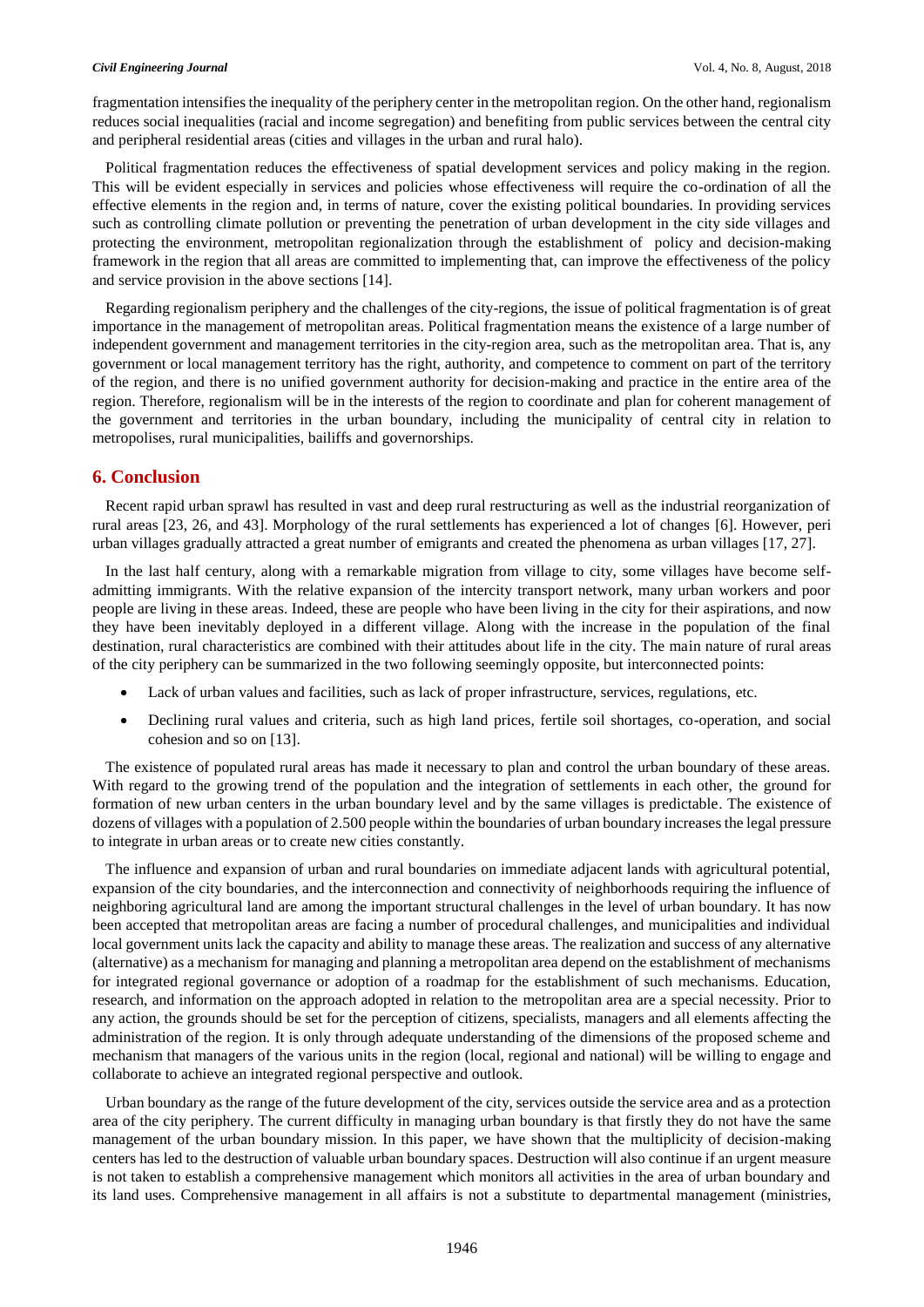fragmentation intensifies the inequality of the periphery center in the metropolitan region. On the other hand, regionalism reduces social inequalities (racial and income segregation) and benefiting from public services between the central city and peripheral residential areas (cities and villages in the urban and rural halo).

Political fragmentation reduces the effectiveness of spatial development services and policy making in the region. This will be evident especially in services and policies whose effectiveness will require the co-ordination of all the effective elements in the region and, in terms of nature, cover the existing political boundaries. In providing services such as controlling climate pollution or preventing the penetration of urban development in the city side villages and protecting the environment, metropolitan regionalization through the establishment of policy and decision-making framework in the region that all areas are committed to implementing that, can improve the effectiveness of the policy and service provision in the above sections [14].

Regarding regionalism periphery and the challenges of the city-regions, the issue of political fragmentation is of great importance in the management of metropolitan areas. Political fragmentation means the existence of a large number of independent government and management territories in the city-region area, such as the metropolitan area. That is, any government or local management territory has the right, authority, and competence to comment on part of the territory of the region, and there is no unified government authority for decision-making and practice in the entire area of the region. Therefore, regionalism will be in the interests of the region to coordinate and plan for coherent management of the government and territories in the urban boundary, including the municipality of central city in relation to metropolises, rural municipalities, bailiffs and governorships.

## 6. Conclusion

Recent rapid urban sprawl has resulted in vast and deep rural restructuring as well as the industrial reorganization of rural areas [23, 26, and 43]. Morphology of the rural settlements has experienced a lot of changes [6]. However, peri urban villages gradually attracted a great number of emigrants and created the phenomena as urban villages [17, 27].

In the last half century, along with a remarkable migration from village to city, some villages have become self-admitting immigrants. With the relative expansion of the intercity transport network, many urban workers and poor people are living in these areas. Indeed, these are people who have been living in the city for their aspirations, and now they have been inevitably deployed in a different village. Along with the increase in the population of the final destination, rural characteristics are combined with their attitudes about life in the city. The main nature of rural areas of the city periphery can be summarized in the two following seemingly opposite, but interconnected points:

- Lack of urban values and facilities, such as lack of proper infrastructure, services, regulations, etc.
- Declining rural values and criteria, such as high land prices, fertile soil shortages, co-operation, and social cohesion and so on [13].

The existence of populated rural areas has made it necessary to plan and control the urban boundary of these areas. With regard to the growing trend of the population and the integration of settlements in each other, the ground for formation of new urban centers in the urban boundary level and by the same villages is predictable. The existence of dozens of villages with a population of 2.500 people within the boundaries of urban boundary increases the legal pressure to integrate in urban areas or to create new cities constantly.

The influence and expansion of urban and rural boundaries on immediate adjacent lands with agricultural potential, expansion of the city boundaries, and the interconnection and connectivity of neighborhoods requiring the influence of neighboring agricultural land are among the important structural challenges in the level of urban boundary. It has now been accepted that metropolitan areas are facing a number of procedural challenges, and municipalities and individual local government units lack the capacity and ability to manage these areas. The realization and success of any alternative (alternative) as a mechanism for managing and planning a metropolitan area depend on the establishment of mechanisms for integrated regional governance or adoption of a roadmap for the establishment of such mechanisms. Education, research, and information on the approach adopted in relation to the metropolitan area are a special necessity. Prior to any action, the grounds should be set for the perception of citizens, specialists, managers and all elements affecting the administration of the region. It is only through adequate understanding of the dimensions of the proposed scheme and mechanism that managers of the various units in the region (local, regional and national) will be willing to engage and collaborate to achieve an integrated regional perspective and outlook.

Urban boundary as the range of the future development of the city, services outside the service area and as a protection area of the city periphery. The current difficulty in managing urban boundary is that firstly they do not have the same management of the urban boundary mission. In this paper, we have shown that the multiplicity of decision-making centers has led to the destruction of valuable urban boundary spaces. Destruction will also continue if an urgent measure is not taken to establish a comprehensive management which monitors all activities in the area of urban boundary and its land uses. Comprehensive management in all affairs is not a substitute to departmental management (ministries,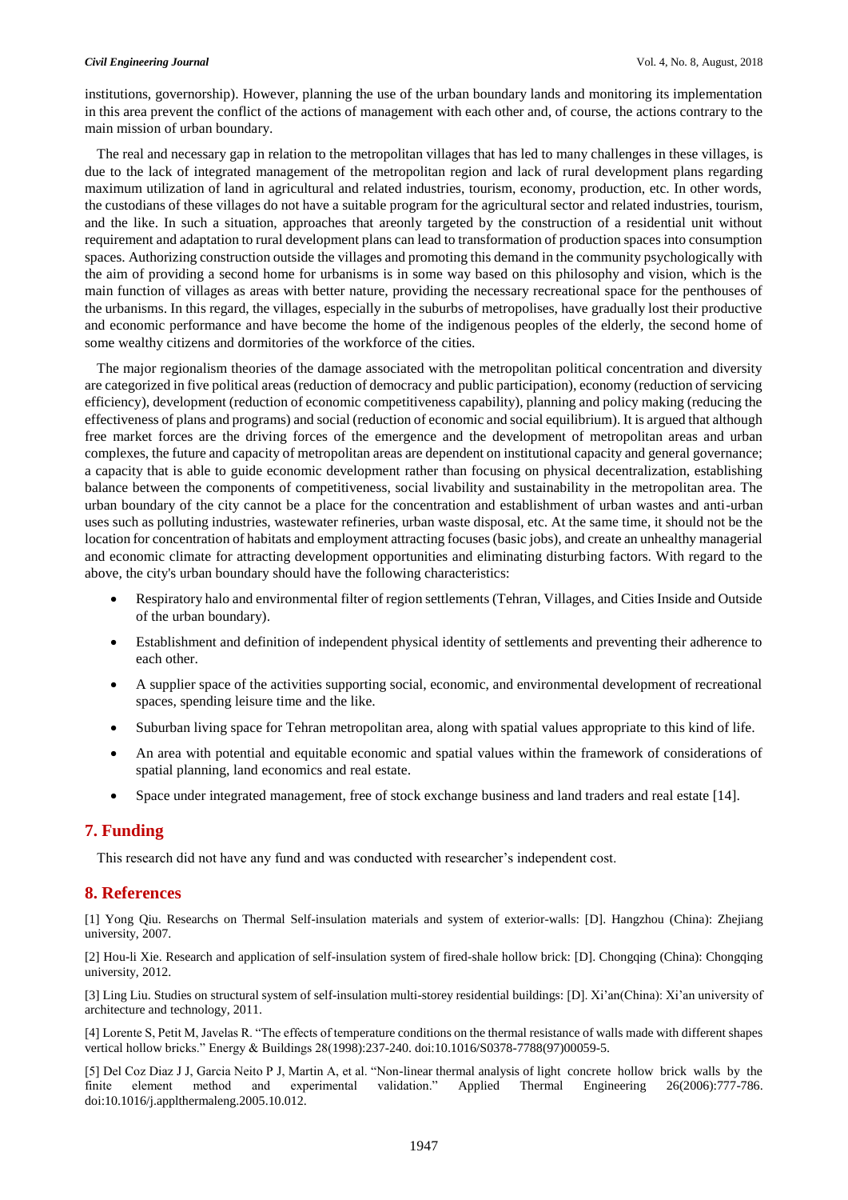institutions, governorship). However, planning the use of the urban boundary lands and monitoring its implementation in this area prevent the conflict of the actions of management with each other and, of course, the actions contrary to the main mission of urban boundary.

The real and necessary gap in relation to the metropolitan villages that has led to many challenges in these villages, is due to the lack of integrated management of the metropolitan region and lack of rural development plans regarding maximum utilization of land in agricultural and related industries, tourism, economy, production, etc. In other words, the custodians of these villages do not have a suitable program for the agricultural sector and related industries, tourism, and the like. In such a situation, approaches that areonly targeted by the construction of a residential unit without requirement and adaptation to rural development plans can lead to transformation of production spaces into consumption spaces. Authorizing construction outside the villages and promoting this demand in the community psychologically with the aim of providing a second home for urbanisms is in some way based on this philosophy and vision, which is the main function of villages as areas with better nature, providing the necessary recreational space for the penthouses of the urbanisms. In this regard, the villages, especially in the suburbs of metropolises, have gradually lost their productive and economic performance and have become the home of the indigenous peoples of the elderly, the second home of some wealthy citizens and dormitories of the workforce of the cities.

The major regionalism theories of the damage associated with the metropolitan political concentration and diversity are categorized in five political areas (reduction of democracy and public participation), economy (reduction of servicing efficiency), development (reduction of economic competitiveness capability), planning and policy making (reducing the effectiveness of plans and programs) and social (reduction of economic and social equilibrium). It is argued that although free market forces are the driving forces of the emergence and the development of metropolitan areas and urban complexes, the future and capacity of metropolitan areas are dependent on institutional capacity and general governance; a capacity that is able to guide economic development rather than focusing on physical decentralization, establishing balance between the components of competitiveness, social livability and sustainability in the metropolitan area. The urban boundary of the city cannot be a place for the concentration and establishment of urban wastes and anti-urban uses such as polluting industries, wastewater refineries, urban waste disposal, etc. At the same time, it should not be the location for concentration of habitats and employment attracting focuses (basic jobs), and create an unhealthy managerial and economic climate for attracting development opportunities and eliminating disturbing factors. With regard to the above, the city's urban boundary should have the following characteristics:

- Respiratory halo and environmental filter of region settlements (Tehran, Villages, and Cities Inside and Outside of the urban boundary).
- Establishment and definition of independent physical identity of settlements and preventing their adherence to each other.
- A supplier space of the activities supporting social, economic, and environmental development of recreational spaces, spending leisure time and the like.
- Suburban living space for Tehran metropolitan area, along with spatial values appropriate to this kind of life.
- An area with potential and equitable economic and spatial values within the framework of considerations of spatial planning, land economics and real estate.
- Space under integrated management, free of stock exchange business and land traders and real estate [14].

## 7. Funding

This research did not have any fund and was conducted with researcher's independent cost.

## 8. References

[1] Yong Qiu. Researchs on Thermal Self-insulation materials and system of exterior-walls: [D]. Hangzhou (China): Zhejiang university, 2007.

[2] Hou-li Xie. Research and application of self-insulation system of fired-shale hollow brick: [D]. Chongqing (China): Chongqing university, 2012.

[3] Ling Liu. Studies on structural system of self-insulation multi-storey residential buildings: [D]. Xi'an(China): Xi'an university of architecture and technology, 2011.

[4] Lorente S, Petit M, Javelas R. "The effects of temperature conditions on the thermal resistance of walls made with different shapes vertical hollow bricks." Energy & Buildings 28(1998):237-240. doi:10.1016/S0378-7788(97)00059-5.

[5] Del Coz Diaz J J, Garcia Neito P J, Martin A, et al. "Non-linear thermal analysis of light concrete hollow brick walls by the finite element method and experimental validation." Applied Thermal Engineering 26(2006):777-786. doi:10.1016/j.applthermaleng.2005.10.012.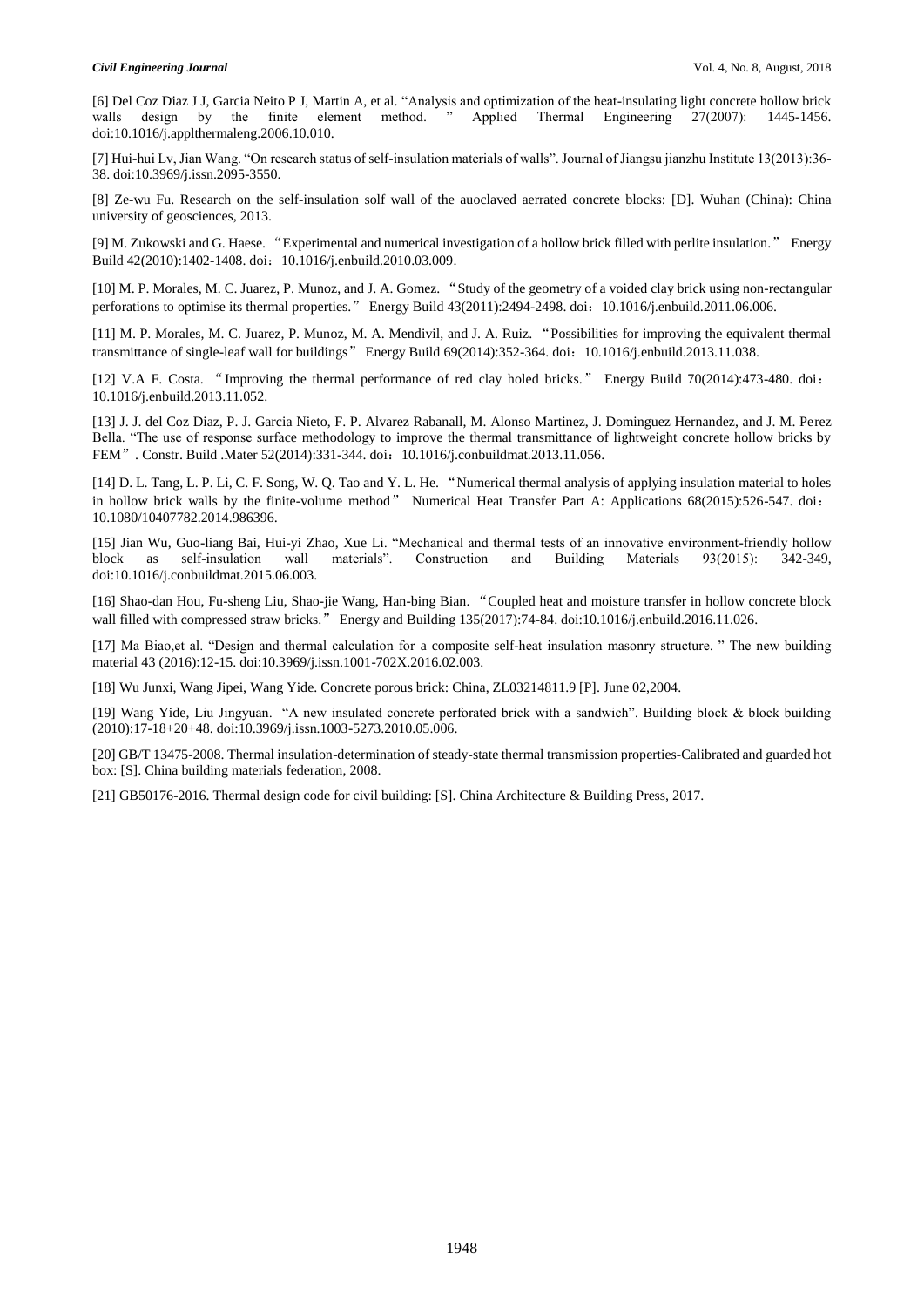[6] Del Coz Diaz J J, Garcia Neito P J, Martin A, et al. "Analysis and optimization of the heat-insulating light concrete hollow brick walls design by the finite element method. " Applied Thermal Engineering 27(2007): 1445-1456. doi:10.1016/j.applthermaleng.2006.10.010.

[7] Hui-hui Lv, Jian Wang. "On research status of self-insulation materials of walls". Journal of Jiangsu jianzhu Institute 13(2013):36-38. doi:10.3969/j.issn.2095-3550.

[8] Ze-wu Fu. Research on the self-insulation solf wall of the auoclaved aerrated concrete blocks: [D]. Wuhan (China): China university of geosciences, 2013.

[9] M. Zukowski and G. Haese. "Experimental and numerical investigation of a hollow brick filled with perlite insulation." Energy Build 42(2010):1402-1408. doi：10.1016/j.enbuild.2010.03.009.

[10] M. P. Morales, M. C. Juarez, P. Munoz, and J. A. Gomez. "Study of the geometry of a voided clay brick using non-rectangular perforations to optimise its thermal properties." Energy Build 43(2011):2494-2498. doi：10.1016/j.enbuild.2011.06.006.

[11] M. P. Morales, M. C. Juarez, P. Munoz, M. A. Mendivil, and J. A. Ruiz. "Possibilities for improving the equivalent thermal transmittance of single-leaf wall for buildings" Energy Build 69(2014):352-364. doi：10.1016/j.enbuild.2013.11.038.

[12] V.A F. Costa. "Improving the thermal performance of red clay holed bricks." Energy Build 70(2014):473-480. doi：10.1016/j.enbuild.2013.11.052.

[13] J. J. del Coz Diaz, P. J. Garcia Nieto, F. P. Alvarez Rabanall, M. Alonso Martinez, J. Dominguez Hernandez, and J. M. Perez Bella. "The use of response surface methodology to improve the thermal transmittance of lightweight concrete hollow bricks by FEM". Constr. Build .Mater 52(2014):331-344. doi：10.1016/j.conbuildmat.2013.11.056.

[14] D. L. Tang, L. P. Li, C. F. Song, W. Q. Tao and Y. L. He. "Numerical thermal analysis of applying insulation material to holes in hollow brick walls by the finite-volume method" Numerical Heat Transfer Part A: Applications 68(2015):526-547. doi：10.1080/10407782.2014.986396.

[15] Jian Wu, Guo-liang Bai, Hui-yi Zhao, Xue Li. "Mechanical and thermal tests of an innovative environment-friendly hollow block as self-insulation wall materials". Construction and Building Materials 93(2015): 342-349, doi:10.1016/j.conbuildmat.2015.06.003.

[16] Shao-dan Hou, Fu-sheng Liu, Shao-jie Wang, Han-bing Bian. "Coupled heat and moisture transfer in hollow concrete block wall filled with compressed straw bricks." Energy and Building 135(2017):74-84. doi:10.1016/j.enbuild.2016.11.026.

[17] Ma Biao,et al. "Design and thermal calculation for a composite self-heat insulation masonry structure. " The new building material 43 (2016):12-15. doi:10.3969/j.issn.1001-702X.2016.02.003.

[18] Wu Junxi, Wang Jipei, Wang Yide. Concrete porous brick: China, ZL03214811.9 [P]. June 02,2004.

[19] Wang Yide, Liu Jingyuan. "A new insulated concrete perforated brick with a sandwich". Building block & block building (2010):17-18+20+48. doi:10.3969/j.issn.1003-5273.2010.05.006.

[20] GB/T 13475-2008. Thermal insulation-determination of steady-state thermal transmission properties-Calibrated and guarded hot box: [S]. China building materials federation, 2008.

[21] GB50176-2016. Thermal design code for civil building: [S]. China Architecture & Building Press, 2017.